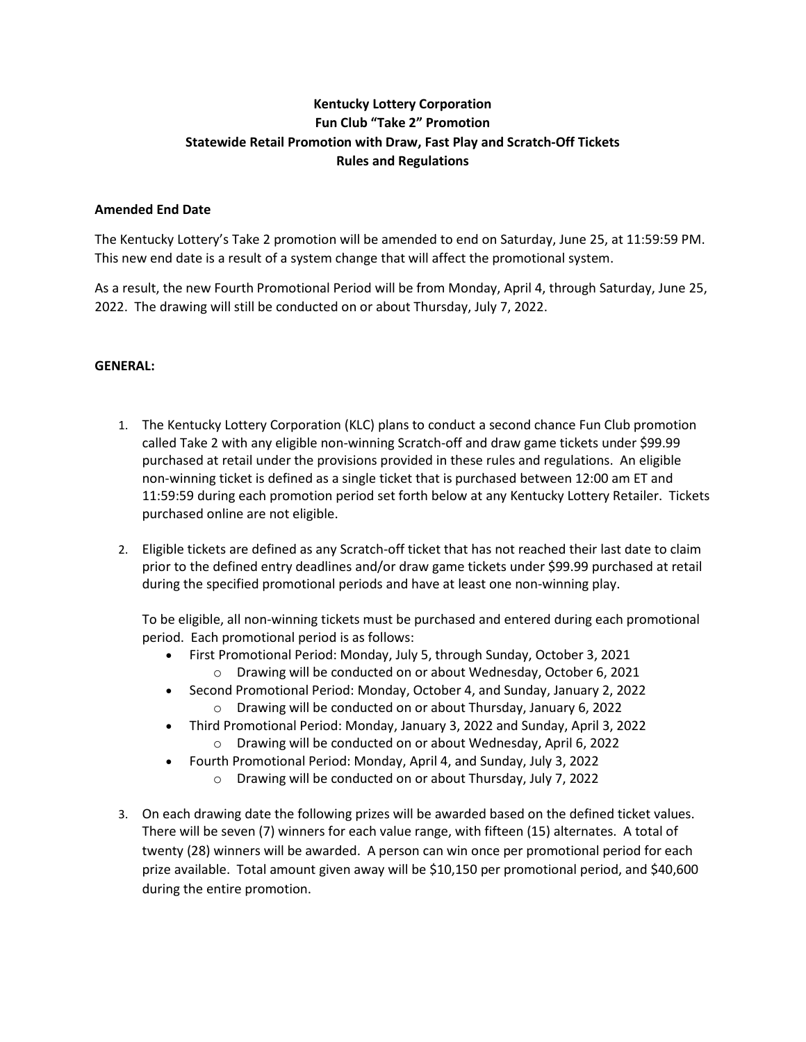**Kentucky Lottery Corporation**
**Fun Club "Take 2" Promotion**
**Statewide Retail Promotion with Draw, Fast Play and Scratch-Off Tickets**
**Rules and Regulations**

**Amended End Date**

The Kentucky Lottery's Take 2 promotion will be amended to end on Saturday, June 25, at 11:59:59 PM. This new end date is a result of a system change that will affect the promotional system.

As a result, the new Fourth Promotional Period will be from Monday, April 4, through Saturday, June 25, 2022. The drawing will still be conducted on or about Thursday, July 7, 2022.

**GENERAL:**

1. The Kentucky Lottery Corporation (KLC) plans to conduct a second chance Fun Club promotion called Take 2 with any eligible non-winning Scratch-off and draw game tickets under $99.99 purchased at retail under the provisions provided in these rules and regulations. An eligible non-winning ticket is defined as a single ticket that is purchased between 12:00 am ET and 11:59:59 during each promotion period set forth below at any Kentucky Lottery Retailer. Tickets purchased online are not eligible.

2. Eligible tickets are defined as any Scratch-off ticket that has not reached their last date to claim prior to the defined entry deadlines and/or draw game tickets under $99.99 purchased at retail during the specified promotional periods and have at least one non-winning play.

   To be eligible, all non-winning tickets must be purchased and entered during each promotional period. Each promotional period is as follows:
   - First Promotional Period: Monday, July 5, through Sunday, October 3, 2021
     - Drawing will be conducted on or about Wednesday, October 6, 2021
   - Second Promotional Period: Monday, October 4, and Sunday, January 2, 2022
     - Drawing will be conducted on or about Thursday, January 6, 2022
   - Third Promotional Period: Monday, January 3, 2022 and Sunday, April 3, 2022
     - Drawing will be conducted on or about Wednesday, April 6, 2022
   - Fourth Promotional Period: Monday, April 4, and Sunday, July 3, 2022
     - Drawing will be conducted on or about Thursday, July 7, 2022

3. On each drawing date the following prizes will be awarded based on the defined ticket values. There will be seven (7) winners for each value range, with fifteen (15) alternates. A total of twenty (28) winners will be awarded. A person can win once per promotional period for each prize available. Total amount given away will be $10,150 per promotional period, and $40,600 during the entire promotion.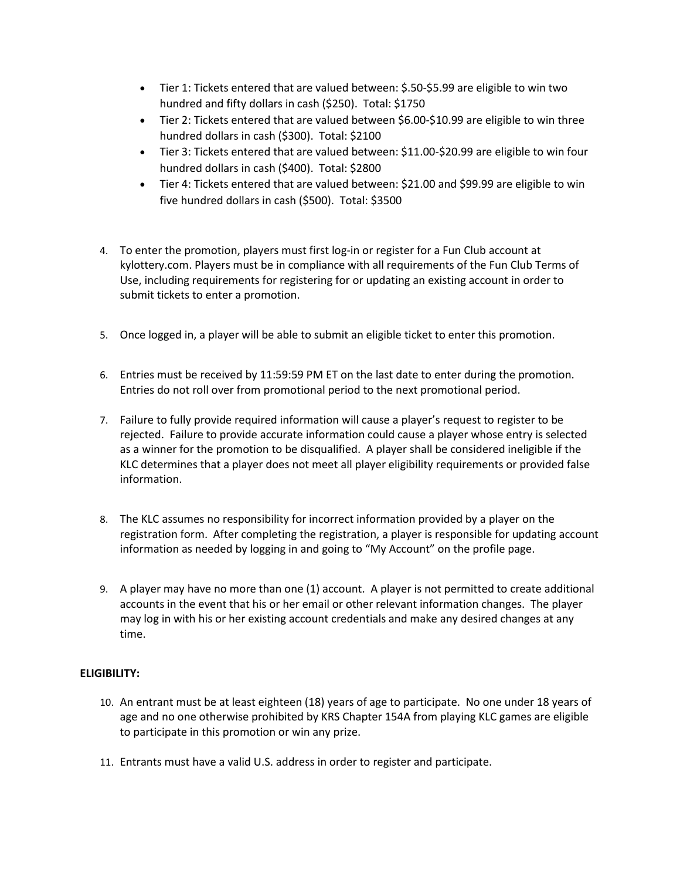- Tier 1: Tickets entered that are valued between: $.50-$5.99 are eligible to win two hundred and fifty dollars in cash ($250). Total: $1750
- Tier 2: Tickets entered that are valued between $6.00-$10.99 are eligible to win three hundred dollars in cash ($300). Total: $2100
- Tier 3: Tickets entered that are valued between: $11.00-$20.99 are eligible to win four hundred dollars in cash ($400). Total: $2800
- Tier 4: Tickets entered that are valued between: $21.00 and $99.99 are eligible to win five hundred dollars in cash ($500). Total: $3500

4. To enter the promotion, players must first log-in or register for a Fun Club account at kylottery.com. Players must be in compliance with all requirements of the Fun Club Terms of Use, including requirements for registering for or updating an existing account in order to submit tickets to enter a promotion.

5. Once logged in, a player will be able to submit an eligible ticket to enter this promotion.

6. Entries must be received by 11:59:59 PM ET on the last date to enter during the promotion. Entries do not roll over from promotional period to the next promotional period.

7. Failure to fully provide required information will cause a player's request to register to be rejected. Failure to provide accurate information could cause a player whose entry is selected as a winner for the promotion to be disqualified. A player shall be considered ineligible if the KLC determines that a player does not meet all player eligibility requirements or provided false information.

8. The KLC assumes no responsibility for incorrect information provided by a player on the registration form. After completing the registration, a player is responsible for updating account information as needed by logging in and going to "My Account" on the profile page.

9. A player may have no more than one (1) account. A player is not permitted to create additional accounts in the event that his or her email or other relevant information changes. The player may log in with his or her existing account credentials and make any desired changes at any time.

**ELIGIBILITY:**

10. An entrant must be at least eighteen (18) years of age to participate. No one under 18 years of age and no one otherwise prohibited by KRS Chapter 154A from playing KLC games are eligible to participate in this promotion or win any prize.

11. Entrants must have a valid U.S. address in order to register and participate.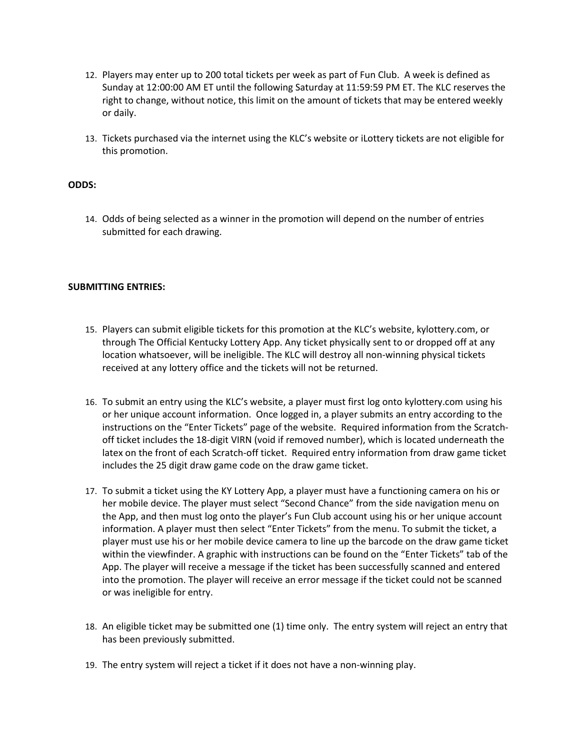12. Players may enter up to 200 total tickets per week as part of Fun Club. A week is defined as Sunday at 12:00:00 AM ET until the following Saturday at 11:59:59 PM ET. The KLC reserves the right to change, without notice, this limit on the amount of tickets that may be entered weekly or daily.

13. Tickets purchased via the internet using the KLC's website or iLottery tickets are not eligible for this promotion.

**ODDS:**

14. Odds of being selected as a winner in the promotion will depend on the number of entries submitted for each drawing.

**SUBMITTING ENTRIES:**

15. Players can submit eligible tickets for this promotion at the KLC's website, kylottery.com, or through The Official Kentucky Lottery App. Any ticket physically sent to or dropped off at any location whatsoever, will be ineligible. The KLC will destroy all non-winning physical tickets received at any lottery office and the tickets will not be returned.

16. To submit an entry using the KLC's website, a player must first log onto kylottery.com using his or her unique account information. Once logged in, a player submits an entry according to the instructions on the "Enter Tickets" page of the website. Required information from the Scratch-off ticket includes the 18-digit VIRN (void if removed number), which is located underneath the latex on the front of each Scratch-off ticket. Required entry information from draw game ticket includes the 25 digit draw game code on the draw game ticket.

17. To submit a ticket using the KY Lottery App, a player must have a functioning camera on his or her mobile device. The player must select "Second Chance" from the side navigation menu on the App, and then must log onto the player's Fun Club account using his or her unique account information. A player must then select "Enter Tickets" from the menu. To submit the ticket, a player must use his or her mobile device camera to line up the barcode on the draw game ticket within the viewfinder. A graphic with instructions can be found on the "Enter Tickets" tab of the App. The player will receive a message if the ticket has been successfully scanned and entered into the promotion. The player will receive an error message if the ticket could not be scanned or was ineligible for entry.

18. An eligible ticket may be submitted one (1) time only. The entry system will reject an entry that has been previously submitted.

19. The entry system will reject a ticket if it does not have a non-winning play.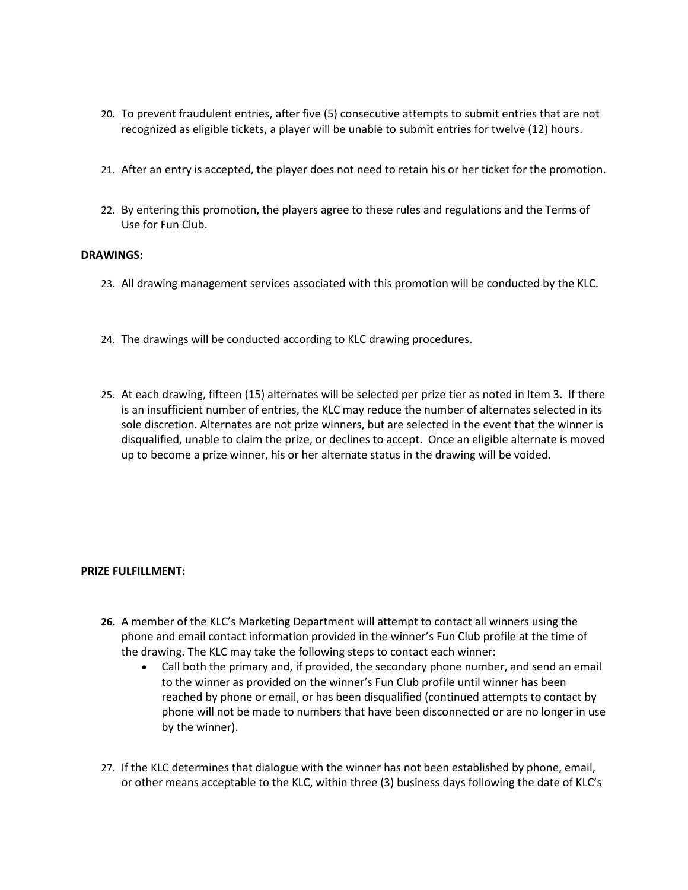20. To prevent fraudulent entries, after five (5) consecutive attempts to submit entries that are not recognized as eligible tickets, a player will be unable to submit entries for twelve (12) hours.

21. After an entry is accepted, the player does not need to retain his or her ticket for the promotion.

22. By entering this promotion, the players agree to these rules and regulations and the Terms of Use for Fun Club.

**DRAWINGS:**

23. All drawing management services associated with this promotion will be conducted by the KLC.

24. The drawings will be conducted according to KLC drawing procedures.

25. At each drawing, fifteen (15) alternates will be selected per prize tier as noted in Item 3. If there is an insufficient number of entries, the KLC may reduce the number of alternates selected in its sole discretion. Alternates are not prize winners, but are selected in the event that the winner is disqualified, unable to claim the prize, or declines to accept. Once an eligible alternate is moved up to become a prize winner, his or her alternate status in the drawing will be voided.

**PRIZE FULFILLMENT:**

26. A member of the KLC's Marketing Department will attempt to contact all winners using the phone and email contact information provided in the winner's Fun Club profile at the time of the drawing. The KLC may take the following steps to contact each winner:
    - Call both the primary and, if provided, the secondary phone number, and send an email to the winner as provided on the winner's Fun Club profile until winner has been reached by phone or email, or has been disqualified (continued attempts to contact by phone will not be made to numbers that have been disconnected or are no longer in use by the winner).

27. If the KLC determines that dialogue with the winner has not been established by phone, email, or other means acceptable to the KLC, within three (3) business days following the date of KLC's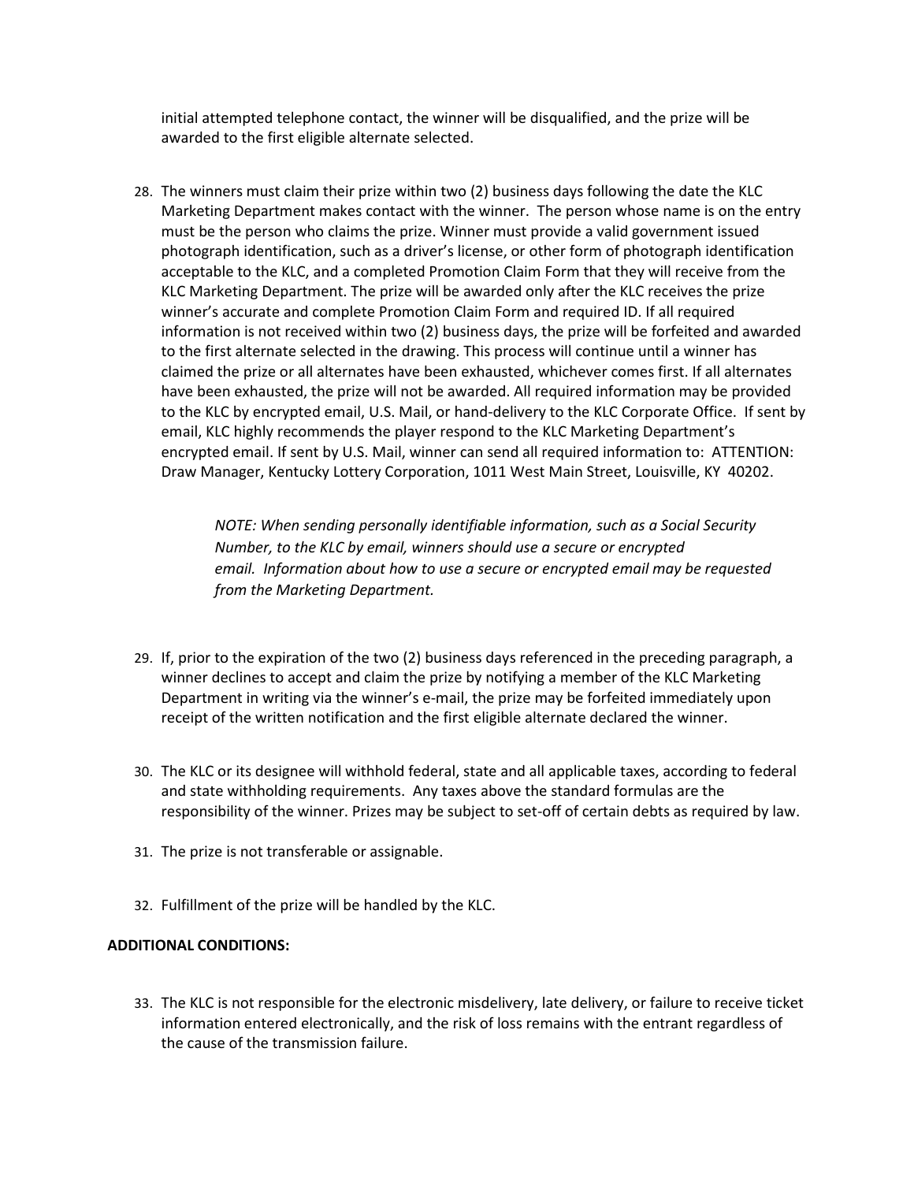initial attempted telephone contact, the winner will be disqualified, and the prize will be awarded to the first eligible alternate selected.

28. The winners must claim their prize within two (2) business days following the date the KLC Marketing Department makes contact with the winner. The person whose name is on the entry must be the person who claims the prize. Winner must provide a valid government issued photograph identification, such as a driver's license, or other form of photograph identification acceptable to the KLC, and a completed Promotion Claim Form that they will receive from the KLC Marketing Department. The prize will be awarded only after the KLC receives the prize winner's accurate and complete Promotion Claim Form and required ID. If all required information is not received within two (2) business days, the prize will be forfeited and awarded to the first alternate selected in the drawing. This process will continue until a winner has claimed the prize or all alternates have been exhausted, whichever comes first. If all alternates have been exhausted, the prize will not be awarded. All required information may be provided to the KLC by encrypted email, U.S. Mail, or hand-delivery to the KLC Corporate Office. If sent by email, KLC highly recommends the player respond to the KLC Marketing Department's encrypted email. If sent by U.S. Mail, winner can send all required information to: ATTENTION: Draw Manager, Kentucky Lottery Corporation, 1011 West Main Street, Louisville, KY 40202.

    *NOTE: When sending personally identifiable information, such as a Social Security Number, to the KLC by email, winners should use a secure or encrypted email. Information about how to use a secure or encrypted email may be requested from the Marketing Department.*

29. If, prior to the expiration of the two (2) business days referenced in the preceding paragraph, a winner declines to accept and claim the prize by notifying a member of the KLC Marketing Department in writing via the winner's e-mail, the prize may be forfeited immediately upon receipt of the written notification and the first eligible alternate declared the winner.

30. The KLC or its designee will withhold federal, state and all applicable taxes, according to federal and state withholding requirements. Any taxes above the standard formulas are the responsibility of the winner. Prizes may be subject to set-off of certain debts as required by law.

31. The prize is not transferable or assignable.

32. Fulfillment of the prize will be handled by the KLC.

**ADDITIONAL CONDITIONS:**

33. The KLC is not responsible for the electronic misdelivery, late delivery, or failure to receive ticket information entered electronically, and the risk of loss remains with the entrant regardless of the cause of the transmission failure.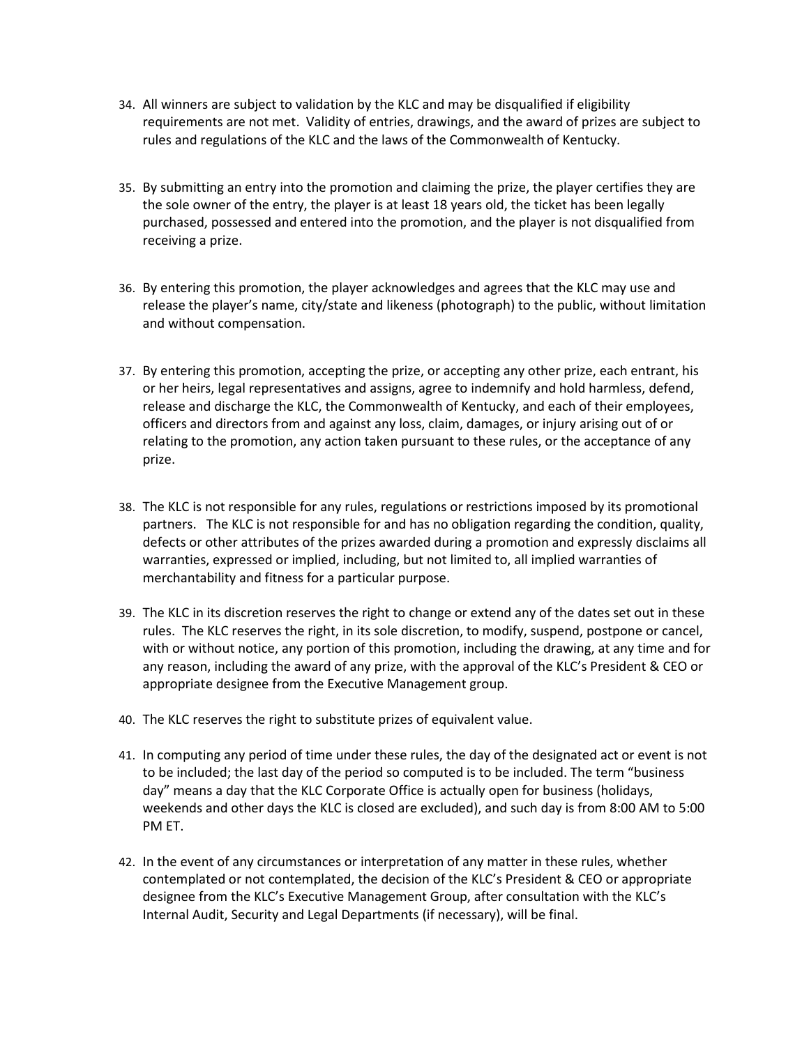34. All winners are subject to validation by the KLC and may be disqualified if eligibility requirements are not met. Validity of entries, drawings, and the award of prizes are subject to rules and regulations of the KLC and the laws of the Commonwealth of Kentucky.

35. By submitting an entry into the promotion and claiming the prize, the player certifies they are the sole owner of the entry, the player is at least 18 years old, the ticket has been legally purchased, possessed and entered into the promotion, and the player is not disqualified from receiving a prize.

36. By entering this promotion, the player acknowledges and agrees that the KLC may use and release the player's name, city/state and likeness (photograph) to the public, without limitation and without compensation.

37. By entering this promotion, accepting the prize, or accepting any other prize, each entrant, his or her heirs, legal representatives and assigns, agree to indemnify and hold harmless, defend, release and discharge the KLC, the Commonwealth of Kentucky, and each of their employees, officers and directors from and against any loss, claim, damages, or injury arising out of or relating to the promotion, any action taken pursuant to these rules, or the acceptance of any prize.

38. The KLC is not responsible for any rules, regulations or restrictions imposed by its promotional partners. The KLC is not responsible for and has no obligation regarding the condition, quality, defects or other attributes of the prizes awarded during a promotion and expressly disclaims all warranties, expressed or implied, including, but not limited to, all implied warranties of merchantability and fitness for a particular purpose.

39. The KLC in its discretion reserves the right to change or extend any of the dates set out in these rules. The KLC reserves the right, in its sole discretion, to modify, suspend, postpone or cancel, with or without notice, any portion of this promotion, including the drawing, at any time and for any reason, including the award of any prize, with the approval of the KLC's President & CEO or appropriate designee from the Executive Management group.

40. The KLC reserves the right to substitute prizes of equivalent value.

41. In computing any period of time under these rules, the day of the designated act or event is not to be included; the last day of the period so computed is to be included. The term "business day" means a day that the KLC Corporate Office is actually open for business (holidays, weekends and other days the KLC is closed are excluded), and such day is from 8:00 AM to 5:00 PM ET.

42. In the event of any circumstances or interpretation of any matter in these rules, whether contemplated or not contemplated, the decision of the KLC's President & CEO or appropriate designee from the KLC's Executive Management Group, after consultation with the KLC's Internal Audit, Security and Legal Departments (if necessary), will be final.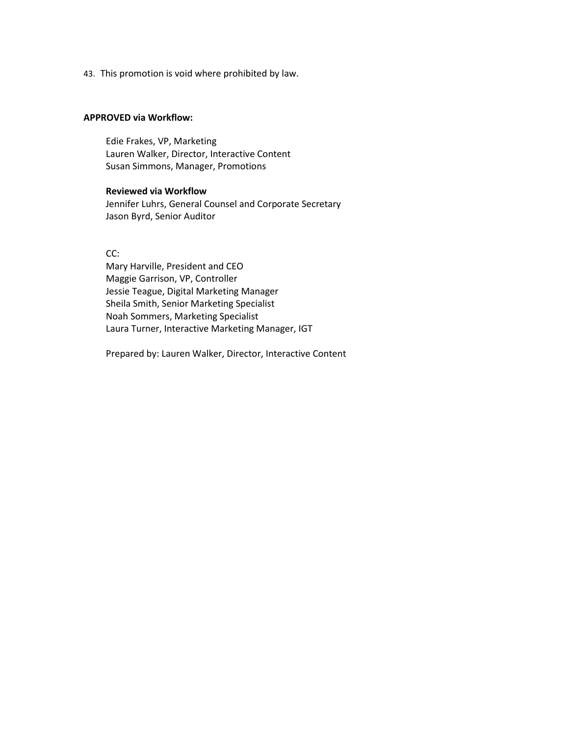43. This promotion is void where prohibited by law.

**APPROVED via Workflow:**

Edie Frakes, VP, Marketing
Lauren Walker, Director, Interactive Content
Susan Simmons, Manager, Promotions

**Reviewed via Workflow**
Jennifer Luhrs, General Counsel and Corporate Secretary
Jason Byrd, Senior Auditor

CC:
Mary Harville, President and CEO
Maggie Garrison, VP, Controller
Jessie Teague, Digital Marketing Manager
Sheila Smith, Senior Marketing Specialist
Noah Sommers, Marketing Specialist
Laura Turner, Interactive Marketing Manager, IGT

Prepared by: Lauren Walker, Director, Interactive Content